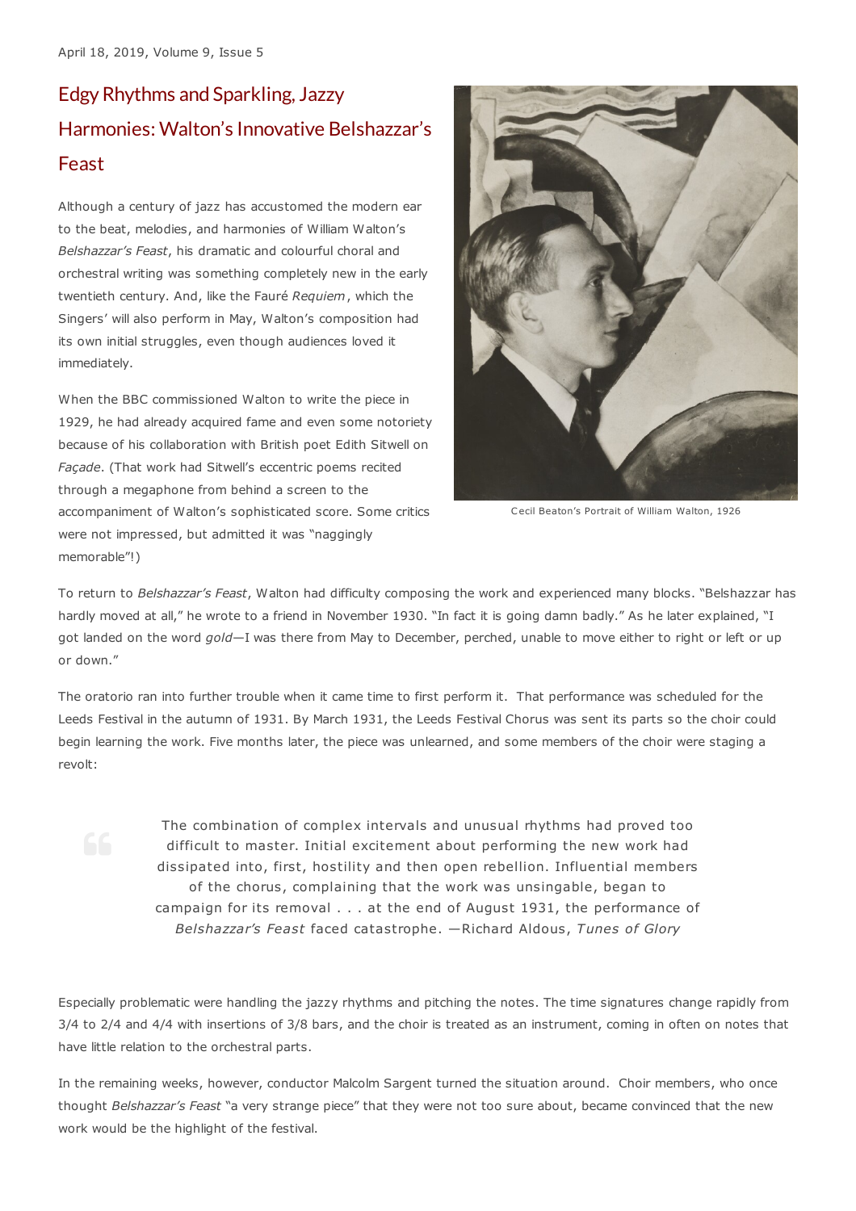April 18, 2019, Volume 9, Issue 5

# Edgy Rhythms and Sparkling, Jazzy Harmonies: Walton's Innovative Belshazzar's Feast

Although a century of jazz has accustomed the modern ear to the beat, melodies, and harmonies of William Walton's *Belshazzar's Feast*, his dramatic and colourful choral and orchestral writing was something completely new in the early twentieth century. And, like the Fauré *Requiem*, which the Singers' will also perform in May, Walton's composition had its own initial struggles, even though audiences loved it immediately.

When the BBC commissioned Walton to write the piece in 1929, he had already acquired fame and even some notoriety because of his collaboration with British poet Edith Sitwell on *Façade*. (That work had Sitwell's eccentric poems recited through a megaphone from behind a screen to the accompaniment of Walton's sophisticated score. Some critics were not impressed, but admitted it was "naggingly memorable"!)

Cecil Beaton's Portrait of William Walton, 1926

To return to *Belshazzar's Feast*, Walton had difficulty composing the work and experienced many blocks. "Belshazzar has hardly moved at all," he wrote to a friend in November 1930. "In fact it is going damn badly." As he later explained, "I got landed on the word *gold*—I was there from May to December, perched, unable to move either to right or left or up or down."

The oratorio ran into further trouble when it came time to first perform it. That performance was scheduled for the Leeds Festival in the autumn of 1931. By March 1931, the Leeds Festival Chorus was sent its parts so the choir could begin learning the work. Five months later, the piece was unlearned, and some members of the choir were staging a revolt:

> The combination of complex intervals and unusual rhythms had proved too difficult to master. Initial excitement about performing the new work had dissipated into, first, hostility and then open rebellion. Influential members of the chorus, complaining that the work was unsingable, began to campaign for its removal . . . at the end of August 1931, the performance of *Belshazzar's Feast* faced catastrophe. —Richard Aldous, *Tunes of Glory*

Especially problematic were handling the jazzy rhythms and pitching the notes. The time signatures change rapidly from 3/4 to 2/4 and 4/4 with insertions of 3/8 bars, and the choir is treated as an instrument, coming in often on notes that have little relation to the orchestral parts.

In the remaining weeks, however, conductor Malcolm Sargent turned the situation around. Choir members, who once thought *Belshazzar's Feast* "a very strange piece" that they were not too sure about, became convinced that the new work would be the highlight of the festival.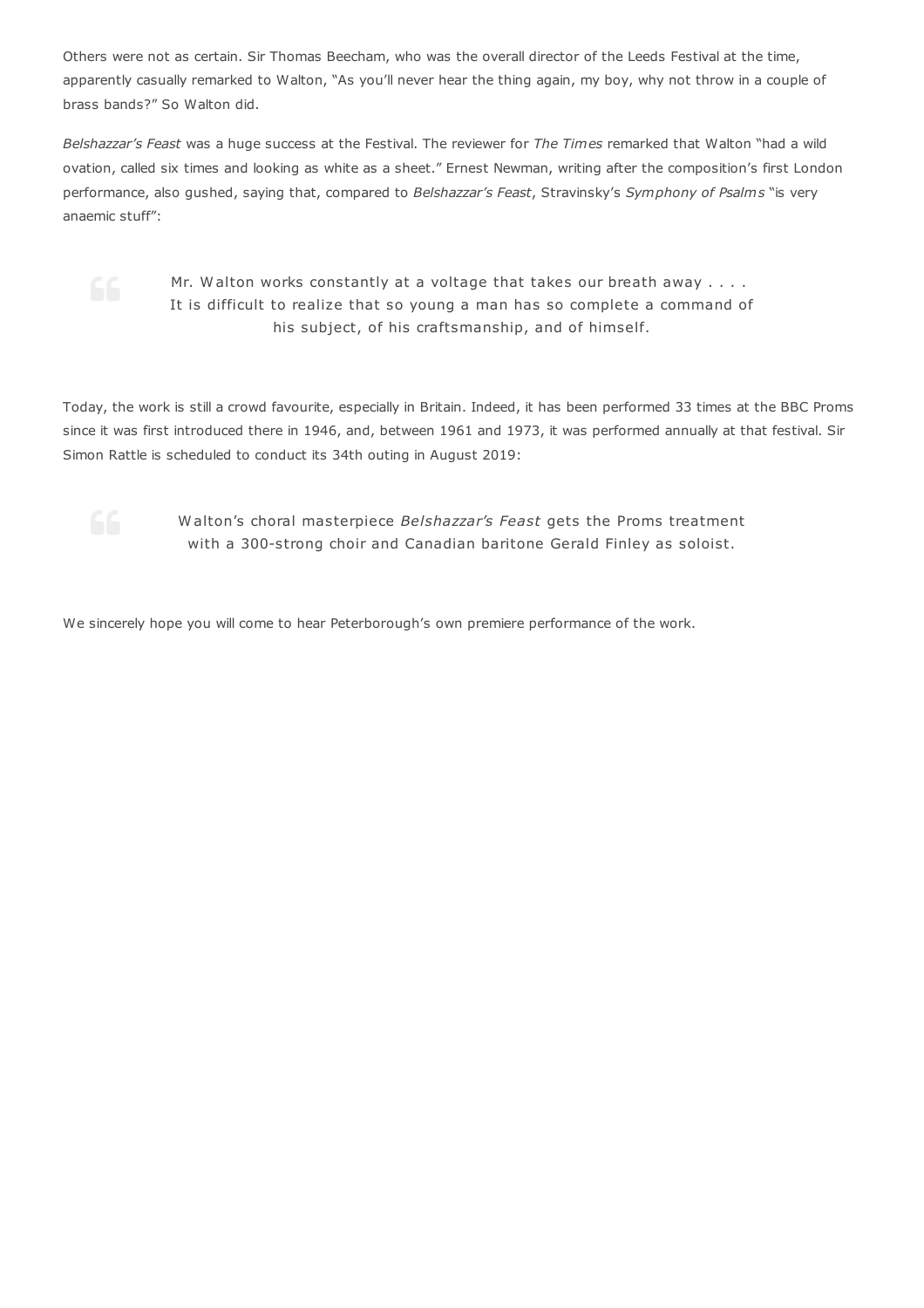Others were not as certain. Sir Thomas Beecham, who was the overall director of the Leeds Festival at the time, apparently casually remarked to Walton, "As you'll never hear the thing again, my boy, why not throw in a couple of brass bands?" So Walton did.

*Belshazzar's Feast* was a huge success at the Festival. The reviewer for *The Times* remarked that Walton "had a wild ovation, called six times and looking as white as a sheet." Ernest Newman, writing after the composition's first London performance, also gushed, saying that, compared to *Belshazzar's Feast*, Stravinsky's *Symphony of Psalms* "is very anaemic stuff":

> Mr. Walton works constantly at a voltage that takes our breath away . . . . It is difficult to realize that so young a man has so complete a command of his subject, of his craftsmanship, and of himself.

Today, the work is still a crowd favourite, especially in Britain. Indeed, it has been performed 33 times at the BBC Proms since it was first introduced there in 1946, and, between 1961 and 1973, it was performed annually at that festival. Sir Simon Rattle is scheduled to conduct its 34th outing in August 2019:

> Walton's choral masterpiece *Belshazzar's Feast* gets the Proms treatment with a 300-strong choir and Canadian baritone Gerald Finley as soloist.

We sincerely hope you will come to hear Peterborough's own premiere performance of the work.